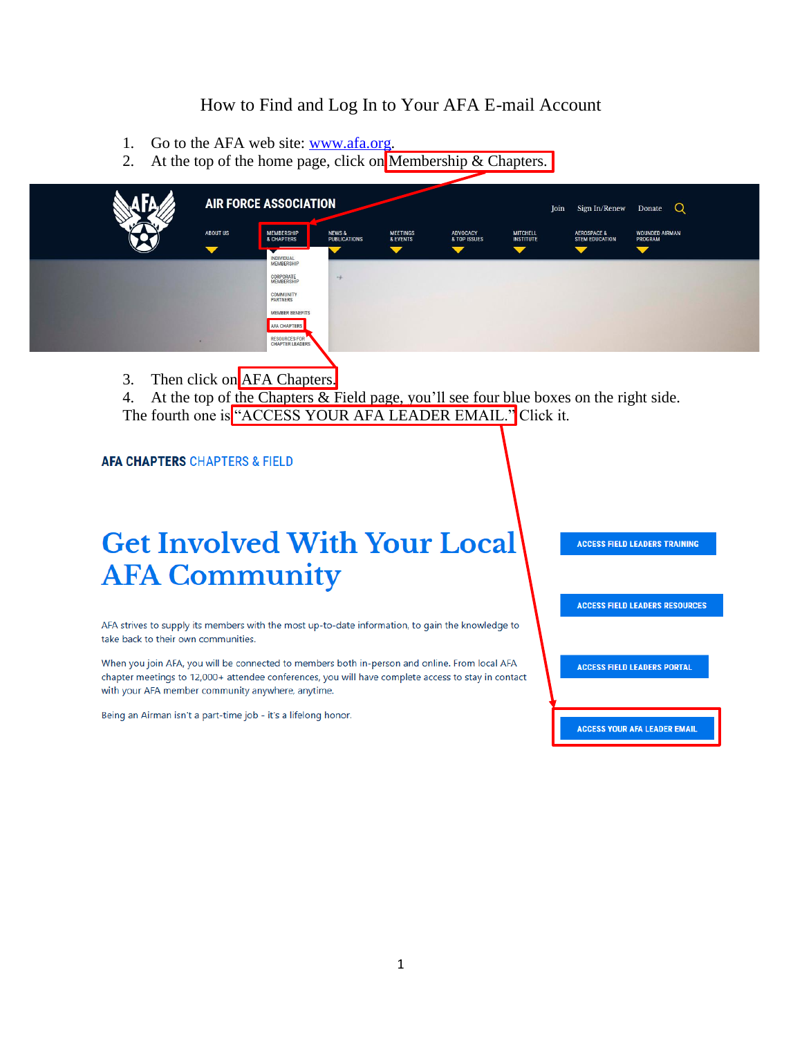# How to Find and Log In to Your AFA E-mail Account

1. Go to the AFA web site: www.afa.org.
2. At the top of the home page, click on Membership & Chapters.

AIR FORCE ASSOCIATION

Join Sign In/Renew Donate

ABOUT US | MEMBERSHIP & CHAPTERS | NEWS & PUBLICATIONS | MEETINGS & EVENTS | ADVOCACY & TOP ISSUES | MITCHELL INSTITUTE | AEROSPACE & STEM EDUCATION | WOUNDED AIRMAN PROGRAM

INDIVIDUAL MEMBERSHIP
CORPORATE MEMBERSHIP
COMMUNITY PARTNERS
MEMBER BENEFITS
AFA CHAPTERS
RESOURCES FOR CHAPTER LEADERS

3. Then click on AFA Chapters.
4. At the top of the Chapters & Field page, you'll see four blue boxes on the right side. The fourth one is "ACCESS YOUR AFA LEADER EMAIL." Click it.

**AFA CHAPTERS** CHAPTERS & FIELD

## Get Involved With Your Local AFA Community

AFA strives to supply its members with the most up-to-date information, to gain the knowledge to take back to their own communities.

When you join AFA, you will be connected to members both in-person and online. From local AFA chapter meetings to 12,000+ attendee conferences, you will have complete access to stay in contact with your AFA member community anywhere, anytime.

Being an Airman isn't a part-time job - it's a lifelong honor.

ACCESS FIELD LEADERS TRAINING

ACCESS FIELD LEADERS RESOURCES

ACCESS FIELD LEADERS PORTAL

ACCESS YOUR AFA LEADER EMAIL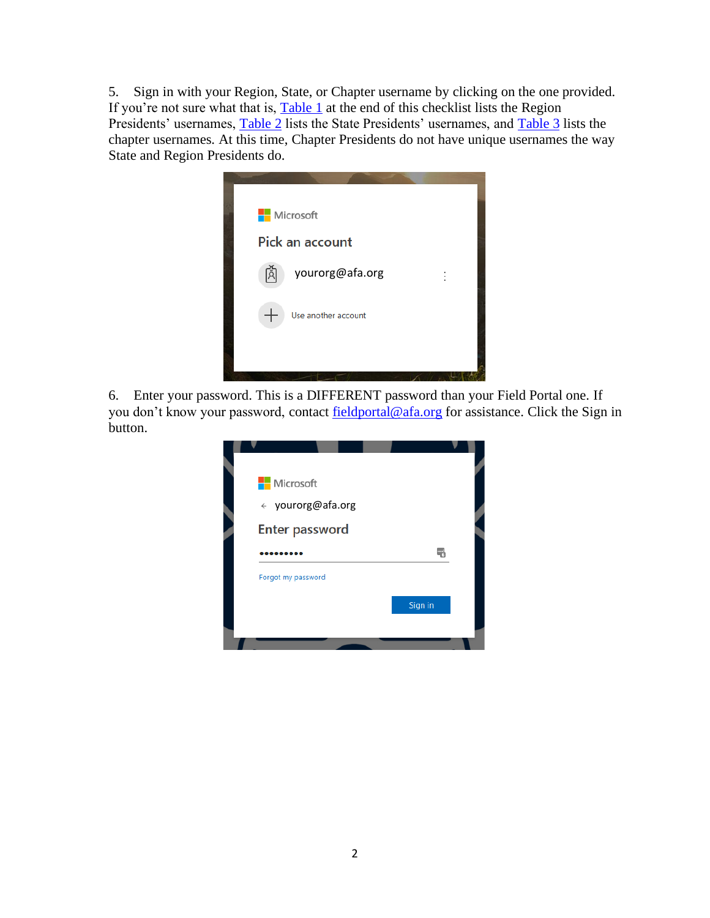5. Sign in with your Region, State, or Chapter username by clicking on the one provided. If you're not sure what that is, Table 1 at the end of this checklist lists the Region Presidents' usernames, Table 2 lists the State Presidents' usernames, and Table 3 lists the chapter usernames. At this time, Chapter Presidents do not have unique usernames the way State and Region Presidents do.

6. Enter your password. This is a DIFFERENT password than your Field Portal one. If you don't know your password, contact fieldportal@afa.org for assistance. Click the Sign in button.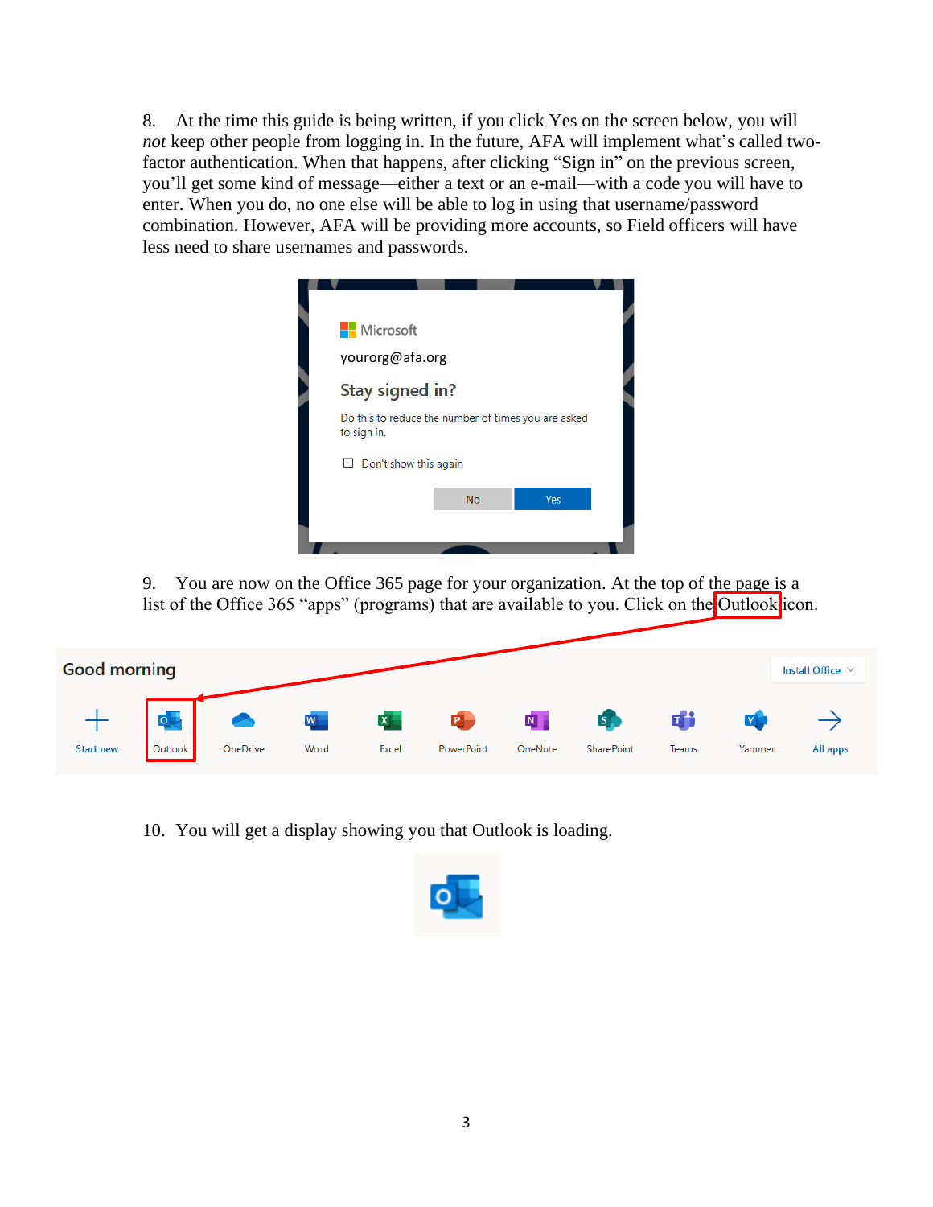8. At the time this guide is being written, if you click Yes on the screen below, you will *not* keep other people from logging in. In the future, AFA will implement what's called two-factor authentication. When that happens, after clicking "Sign in" on the previous screen, you'll get some kind of message—either a text or an e-mail—with a code you will have to enter. When you do, no one else will be able to log in using that username/password combination. However, AFA will be providing more accounts, so Field officers will have less need to share usernames and passwords.

9. You are now on the Office 365 page for your organization. At the top of the page is a list of the Office 365 "apps" (programs) that are available to you. Click on the Outlook icon.

10. You will get a display showing you that Outlook is loading.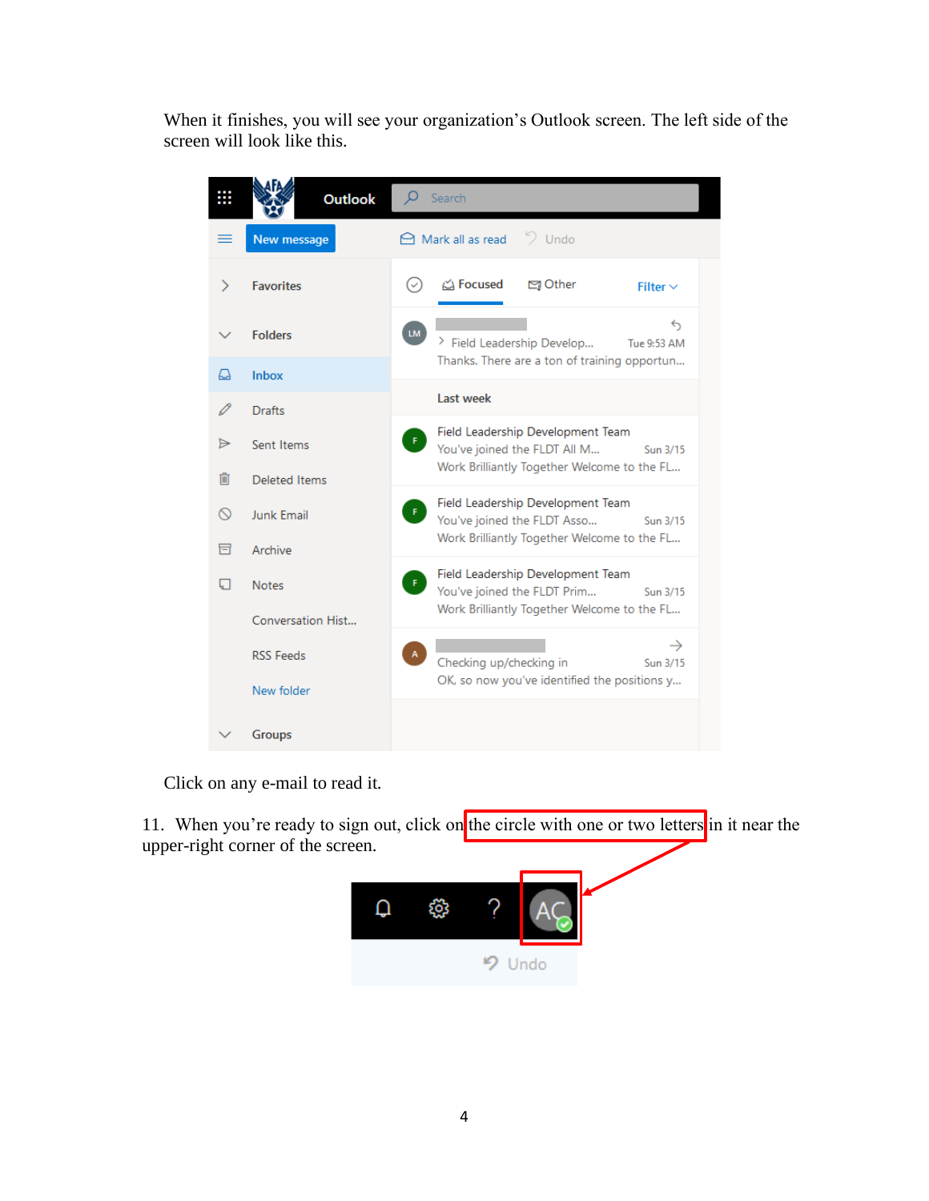When it finishes, you will see your organization's Outlook screen. The left side of the screen will look like this.

Click on any e-mail to read it.

11. When you're ready to sign out, click on the circle with one or two letters in it near the upper-right corner of the screen.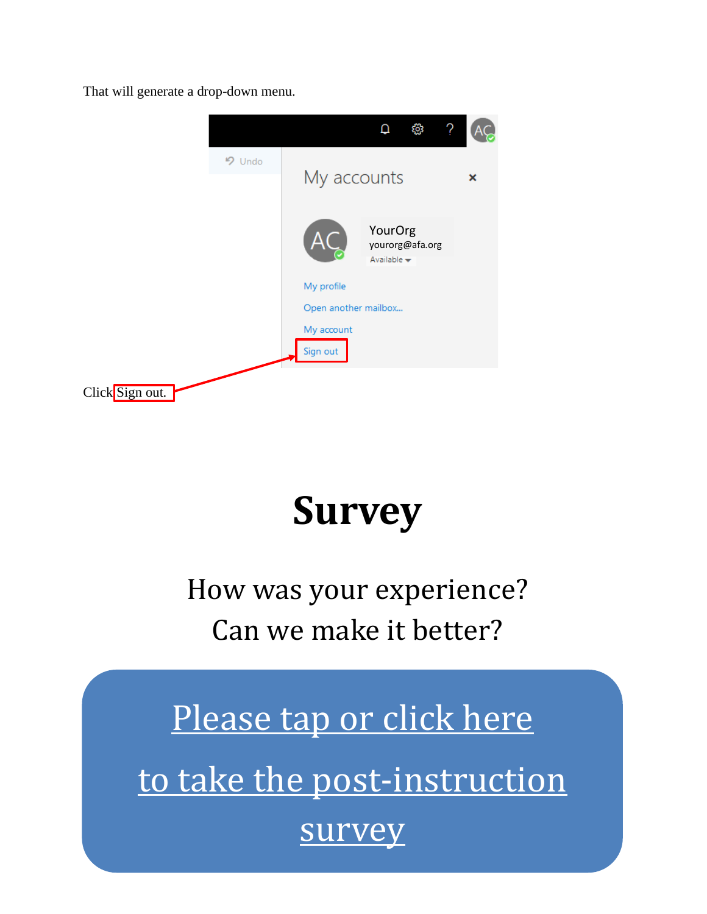That will generate a drop-down menu.

Click Sign out.

# Survey

How was your experience?

Can we make it better?

Please tap or click here to take the post-instruction survey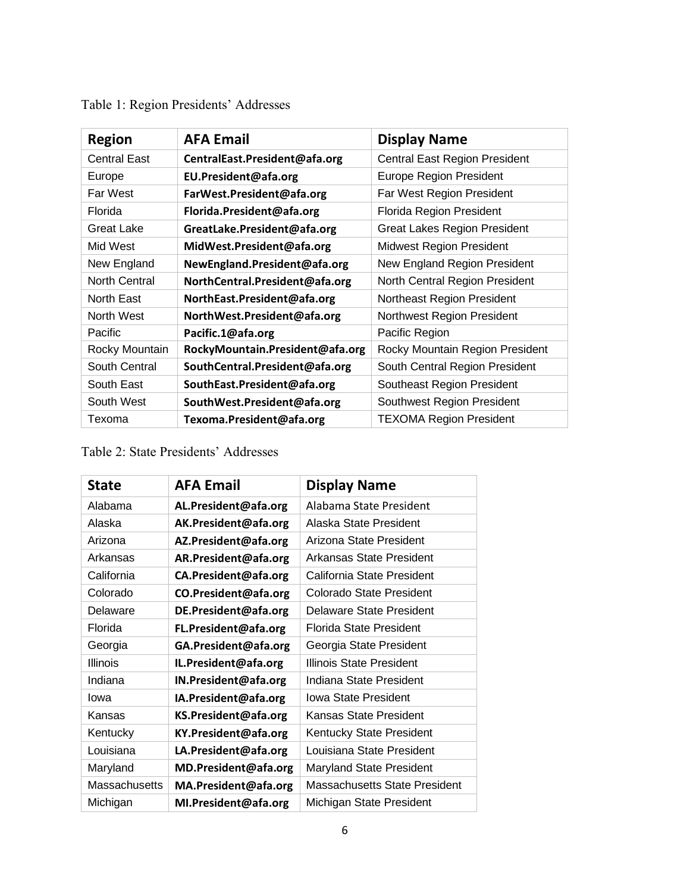Table 1: Region Presidents' Addresses

| **Region** | **AFA Email** | **Display Name** |
|---|---|---|
| Central East | **CentralEast.President@afa.org** | Central East Region President |
| Europe | **EU.President@afa.org** | Europe Region President |
| Far West | **FarWest.President@afa.org** | Far West Region President |
| Florida | **Florida.President@afa.org** | Florida Region President |
| Great Lake | **GreatLake.President@afa.org** | Great Lakes Region President |
| Mid West | **MidWest.President@afa.org** | Midwest Region President |
| New England | **NewEngland.President@afa.org** | New England Region President |
| North Central | **NorthCentral.President@afa.org** | North Central Region President |
| North East | **NorthEast.President@afa.org** | Northeast Region President |
| North West | **NorthWest.President@afa.org** | Northwest Region President |
| Pacific | **Pacific.1@afa.org** | Pacific Region |
| Rocky Mountain | **RockyMountain.President@afa.org** | Rocky Mountain Region President |
| South Central | **SouthCentral.President@afa.org** | South Central Region President |
| South East | **SouthEast.President@afa.org** | Southeast Region President |
| South West | **SouthWest.President@afa.org** | Southwest Region President |
| Texoma | **Texoma.President@afa.org** | TEXOMA Region President |

Table 2: State Presidents' Addresses

| **State** | **AFA Email** | **Display Name** |
|---|---|---|
| Alabama | **AL.President@afa.org** | Alabama State President |
| Alaska | **AK.President@afa.org** | Alaska State President |
| Arizona | **AZ.President@afa.org** | Arizona State President |
| Arkansas | **AR.President@afa.org** | Arkansas State President |
| California | **CA.President@afa.org** | California State President |
| Colorado | **CO.President@afa.org** | Colorado State President |
| Delaware | **DE.President@afa.org** | Delaware State President |
| Florida | **FL.President@afa.org** | Florida State President |
| Georgia | **GA.President@afa.org** | Georgia State President |
| Illinois | **IL.President@afa.org** | Illinois State President |
| Indiana | **IN.President@afa.org** | Indiana State President |
| Iowa | **IA.President@afa.org** | Iowa State President |
| Kansas | **KS.President@afa.org** | Kansas State President |
| Kentucky | **KY.President@afa.org** | Kentucky State President |
| Louisiana | **LA.President@afa.org** | Louisiana State President |
| Maryland | **MD.President@afa.org** | Maryland State President |
| Massachusetts | **MA.President@afa.org** | Massachusetts State President |
| Michigan | **MI.President@afa.org** | Michigan State President |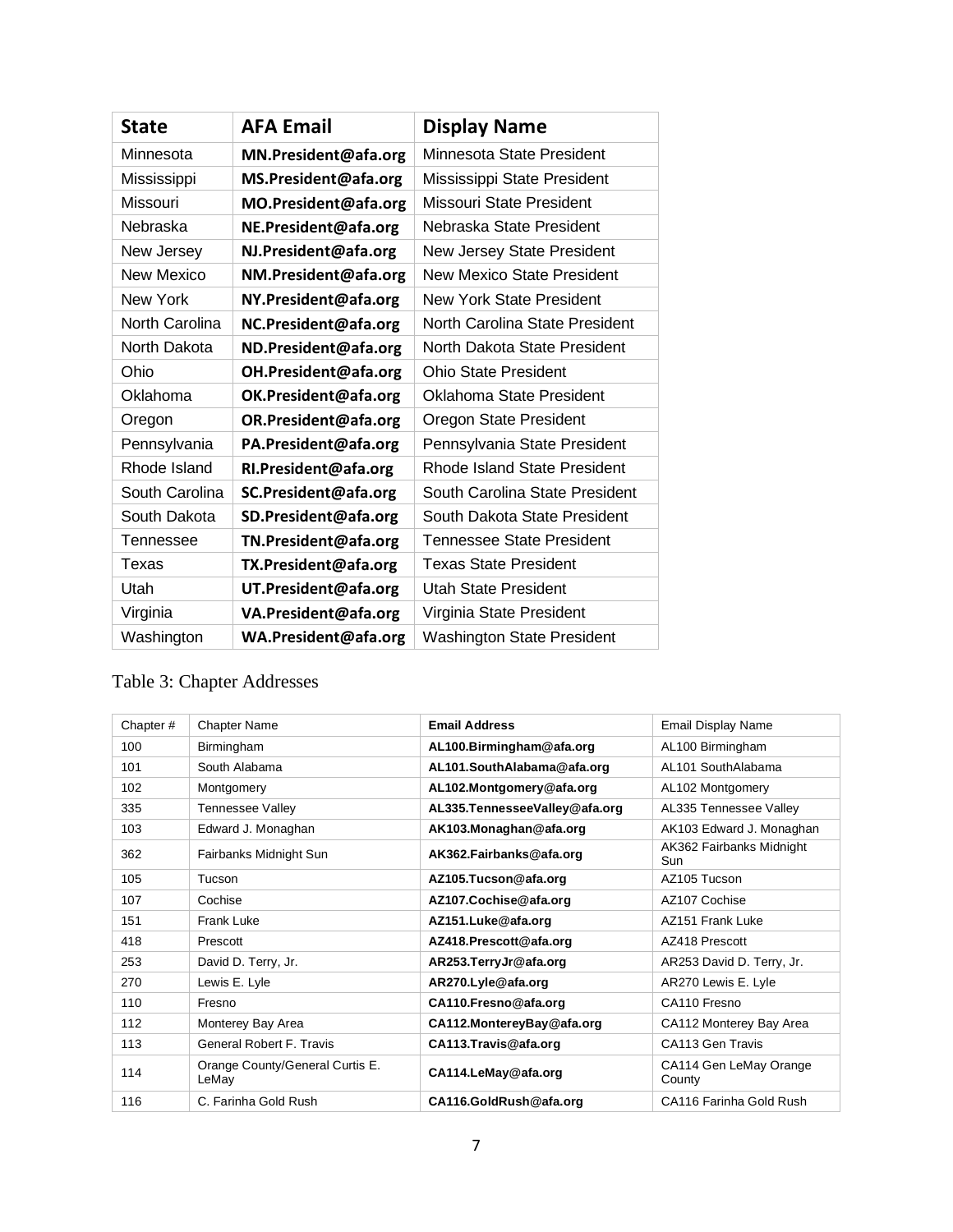| State | AFA Email | Display Name |
| --- | --- | --- |
| Minnesota | **MN.President@afa.org** | Minnesota State President |
| Mississippi | **MS.President@afa.org** | Mississippi State President |
| Missouri | **MO.President@afa.org** | Missouri State President |
| Nebraska | **NE.President@afa.org** | Nebraska State President |
| New Jersey | **NJ.President@afa.org** | New Jersey State President |
| New Mexico | **NM.President@afa.org** | New Mexico State President |
| New York | **NY.President@afa.org** | New York State President |
| North Carolina | **NC.President@afa.org** | North Carolina State President |
| North Dakota | **ND.President@afa.org** | North Dakota State President |
| Ohio | **OH.President@afa.org** | Ohio State President |
| Oklahoma | **OK.President@afa.org** | Oklahoma State President |
| Oregon | **OR.President@afa.org** | Oregon State President |
| Pennsylvania | **PA.President@afa.org** | Pennsylvania State President |
| Rhode Island | **RI.President@afa.org** | Rhode Island State President |
| South Carolina | **SC.President@afa.org** | South Carolina State President |
| South Dakota | **SD.President@afa.org** | South Dakota State President |
| Tennessee | **TN.President@afa.org** | Tennessee State President |
| Texas | **TX.President@afa.org** | Texas State President |
| Utah | **UT.President@afa.org** | Utah State President |
| Virginia | **VA.President@afa.org** | Virginia State President |
| Washington | **WA.President@afa.org** | Washington State President |

Table 3: Chapter Addresses

| Chapter # | Chapter Name | Email Address | Email Display Name |
| --- | --- | --- | --- |
| 100 | Birmingham | **AL100.Birmingham@afa.org** | AL100 Birmingham |
| 101 | South Alabama | **AL101.SouthAlabama@afa.org** | AL101 SouthAlabama |
| 102 | Montgomery | **AL102.Montgomery@afa.org** | AL102 Montgomery |
| 335 | Tennessee Valley | **AL335.TennesseeValley@afa.org** | AL335 Tennessee Valley |
| 103 | Edward J. Monaghan | **AK103.Monaghan@afa.org** | AK103 Edward J. Monaghan |
| 362 | Fairbanks Midnight Sun | **AK362.Fairbanks@afa.org** | AK362 Fairbanks Midnight Sun |
| 105 | Tucson | **AZ105.Tucson@afa.org** | AZ105 Tucson |
| 107 | Cochise | **AZ107.Cochise@afa.org** | AZ107 Cochise |
| 151 | Frank Luke | **AZ151.Luke@afa.org** | AZ151 Frank Luke |
| 418 | Prescott | **AZ418.Prescott@afa.org** | AZ418 Prescott |
| 253 | David D. Terry, Jr. | **AR253.TerryJr@afa.org** | AR253 David D. Terry, Jr. |
| 270 | Lewis E. Lyle | **AR270.Lyle@afa.org** | AR270 Lewis E. Lyle |
| 110 | Fresno | **CA110.Fresno@afa.org** | CA110 Fresno |
| 112 | Monterey Bay Area | **CA112.MontereyBay@afa.org** | CA112 Monterey Bay Area |
| 113 | General Robert F. Travis | **CA113.Travis@afa.org** | CA113 Gen Travis |
| 114 | Orange County/General Curtis E. LeMay | **CA114.LeMay@afa.org** | CA114 Gen LeMay Orange County |
| 116 | C. Farinha Gold Rush | **CA116.GoldRush@afa.org** | CA116 Farinha Gold Rush |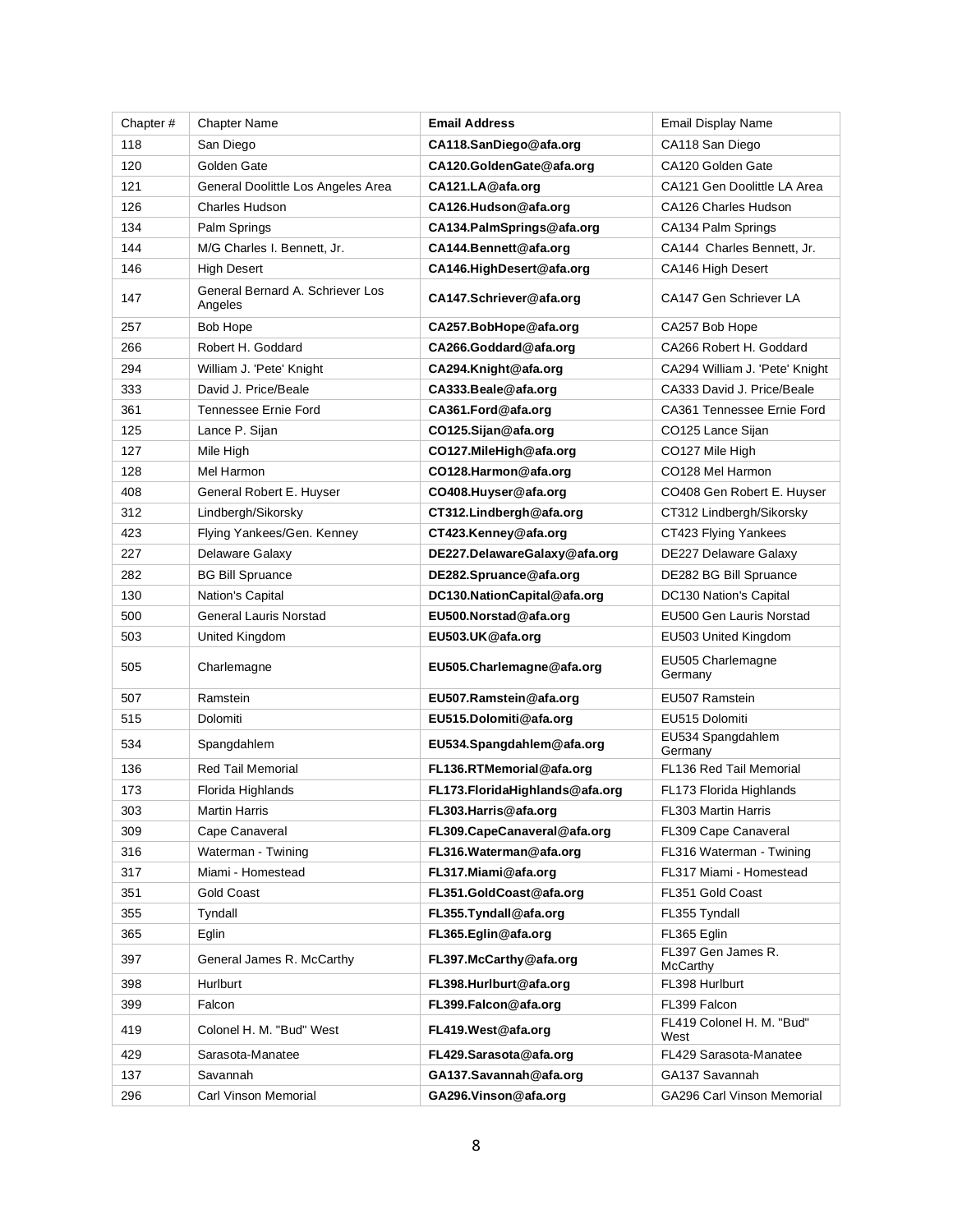| Chapter # | Chapter Name | **Email Address** | Email Display Name |
|---|---|---|---|
| 118 | San Diego | **CA118.SanDiego@afa.org** | CA118 San Diego |
| 120 | Golden Gate | **CA120.GoldenGate@afa.org** | CA120 Golden Gate |
| 121 | General Doolittle Los Angeles Area | **CA121.LA@afa.org** | CA121 Gen Doolittle LA Area |
| 126 | Charles Hudson | **CA126.Hudson@afa.org** | CA126 Charles Hudson |
| 134 | Palm Springs | **CA134.PalmSprings@afa.org** | CA134 Palm Springs |
| 144 | M/G Charles I. Bennett, Jr. | **CA144.Bennett@afa.org** | CA144 Charles Bennett, Jr. |
| 146 | High Desert | **CA146.HighDesert@afa.org** | CA146 High Desert |
| 147 | General Bernard A. Schriever Los Angeles | **CA147.Schriever@afa.org** | CA147 Gen Schriever LA |
| 257 | Bob Hope | **CA257.BobHope@afa.org** | CA257 Bob Hope |
| 266 | Robert H. Goddard | **CA266.Goddard@afa.org** | CA266 Robert H. Goddard |
| 294 | William J. 'Pete' Knight | **CA294.Knight@afa.org** | CA294 William J. 'Pete' Knight |
| 333 | David J. Price/Beale | **CA333.Beale@afa.org** | CA333 David J. Price/Beale |
| 361 | Tennessee Ernie Ford | **CA361.Ford@afa.org** | CA361 Tennessee Ernie Ford |
| 125 | Lance P. Sijan | **CO125.Sijan@afa.org** | CO125 Lance Sijan |
| 127 | Mile High | **CO127.MileHigh@afa.org** | CO127 Mile High |
| 128 | Mel Harmon | **CO128.Harmon@afa.org** | CO128 Mel Harmon |
| 408 | General Robert E. Huyser | **CO408.Huyser@afa.org** | CO408 Gen Robert E. Huyser |
| 312 | Lindbergh/Sikorsky | **CT312.Lindbergh@afa.org** | CT312 Lindbergh/Sikorsky |
| 423 | Flying Yankees/Gen. Kenney | **CT423.Kenney@afa.org** | CT423 Flying Yankees |
| 227 | Delaware Galaxy | **DE227.DelawareGalaxy@afa.org** | DE227 Delaware Galaxy |
| 282 | BG Bill Spruance | **DE282.Spruance@afa.org** | DE282 BG Bill Spruance |
| 130 | Nation's Capital | **DC130.NationCapital@afa.org** | DC130 Nation's Capital |
| 500 | General Lauris Norstad | **EU500.Norstad@afa.org** | EU500 Gen Lauris Norstad |
| 503 | United Kingdom | **EU503.UK@afa.org** | EU503 United Kingdom |
| 505 | Charlemagne | **EU505.Charlemagne@afa.org** | EU505 Charlemagne Germany |
| 507 | Ramstein | **EU507.Ramstein@afa.org** | EU507 Ramstein |
| 515 | Dolomiti | **EU515.Dolomiti@afa.org** | EU515 Dolomiti |
| 534 | Spangdahlem | **EU534.Spangdahlem@afa.org** | EU534 Spangdahlem Germany |
| 136 | Red Tail Memorial | **FL136.RTMemorial@afa.org** | FL136 Red Tail Memorial |
| 173 | Florida Highlands | **FL173.FloridaHighlands@afa.org** | FL173 Florida Highlands |
| 303 | Martin Harris | **FL303.Harris@afa.org** | FL303 Martin Harris |
| 309 | Cape Canaveral | **FL309.CapeCanaveral@afa.org** | FL309 Cape Canaveral |
| 316 | Waterman - Twining | **FL316.Waterman@afa.org** | FL316 Waterman - Twining |
| 317 | Miami - Homestead | **FL317.Miami@afa.org** | FL317 Miami - Homestead |
| 351 | Gold Coast | **FL351.GoldCoast@afa.org** | FL351 Gold Coast |
| 355 | Tyndall | **FL355.Tyndall@afa.org** | FL355 Tyndall |
| 365 | Eglin | **FL365.Eglin@afa.org** | FL365 Eglin |
| 397 | General James R. McCarthy | **FL397.McCarthy@afa.org** | FL397 Gen James R. McCarthy |
| 398 | Hurlburt | **FL398.Hurlburt@afa.org** | FL398 Hurlburt |
| 399 | Falcon | **FL399.Falcon@afa.org** | FL399 Falcon |
| 419 | Colonel H. M. "Bud" West | **FL419.West@afa.org** | FL419 Colonel H. M. "Bud" West |
| 429 | Sarasota-Manatee | **FL429.Sarasota@afa.org** | FL429 Sarasota-Manatee |
| 137 | Savannah | **GA137.Savannah@afa.org** | GA137 Savannah |
| 296 | Carl Vinson Memorial | **GA296.Vinson@afa.org** | GA296 Carl Vinson Memorial |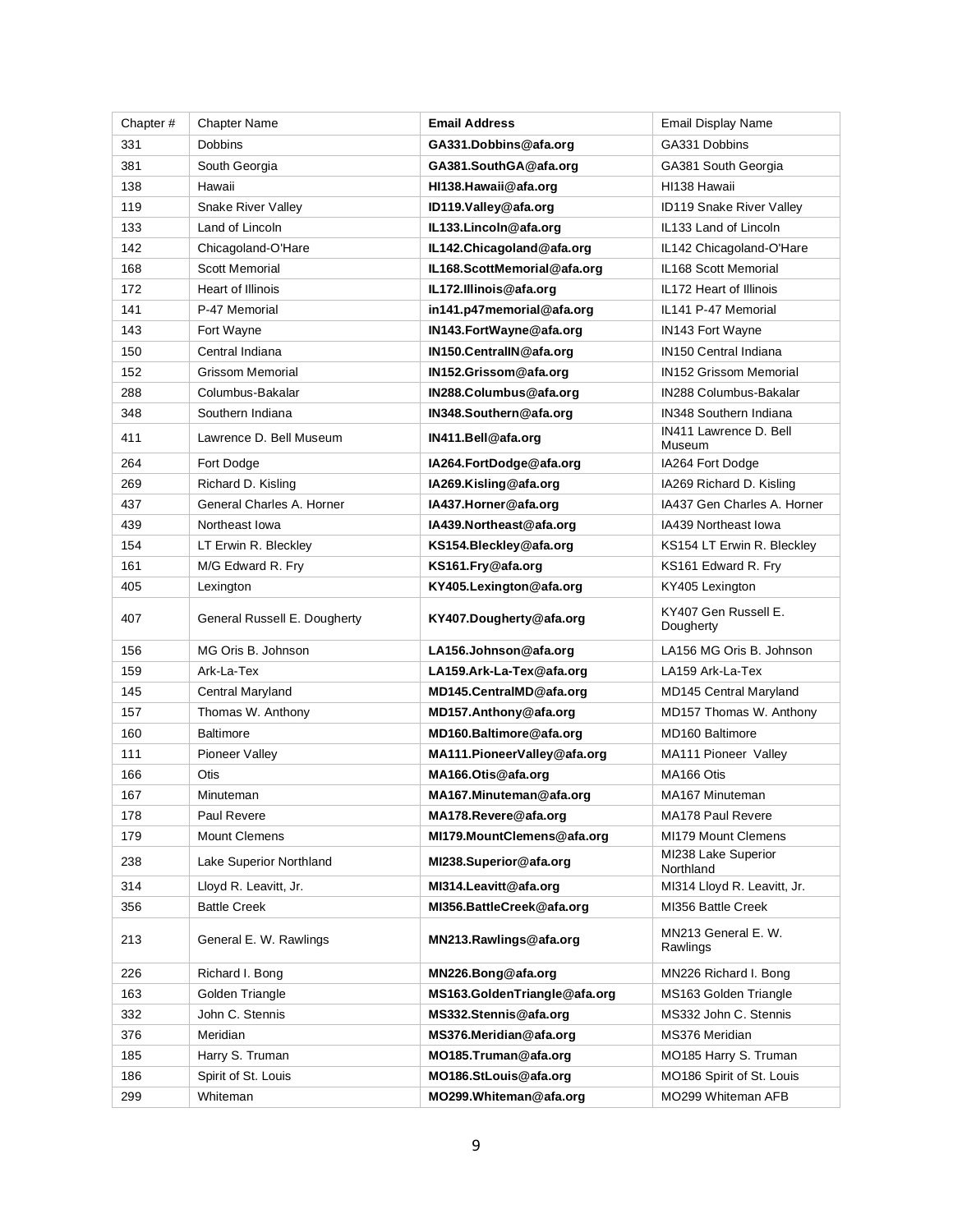| Chapter # | Chapter Name | **Email Address** | Email Display Name |
|---|---|---|---|
| 331 | Dobbins | **GA331.Dobbins@afa.org** | GA331 Dobbins |
| 381 | South Georgia | **GA381.SouthGA@afa.org** | GA381 South Georgia |
| 138 | Hawaii | **HI138.Hawaii@afa.org** | HI138 Hawaii |
| 119 | Snake River Valley | **ID119.Valley@afa.org** | ID119 Snake River Valley |
| 133 | Land of Lincoln | **IL133.Lincoln@afa.org** | IL133 Land of Lincoln |
| 142 | Chicagoland-O'Hare | **IL142.Chicagoland@afa.org** | IL142 Chicagoland-O'Hare |
| 168 | Scott Memorial | **IL168.ScottMemorial@afa.org** | IL168 Scott Memorial |
| 172 | Heart of Illinois | **IL172.Illinois@afa.org** | IL172 Heart of Illinois |
| 141 | P-47 Memorial | **in141.p47memorial@afa.org** | IL141 P-47 Memorial |
| 143 | Fort Wayne | **IN143.FortWayne@afa.org** | IN143 Fort Wayne |
| 150 | Central Indiana | **IN150.CentralIN@afa.org** | IN150 Central Indiana |
| 152 | Grissom Memorial | **IN152.Grissom@afa.org** | IN152 Grissom Memorial |
| 288 | Columbus-Bakalar | **IN288.Columbus@afa.org** | IN288 Columbus-Bakalar |
| 348 | Southern Indiana | **IN348.Southern@afa.org** | IN348 Southern Indiana |
| 411 | Lawrence D. Bell Museum | **IN411.Bell@afa.org** | IN411 Lawrence D. Bell Museum |
| 264 | Fort Dodge | **IA264.FortDodge@afa.org** | IA264 Fort Dodge |
| 269 | Richard D. Kisling | **IA269.Kisling@afa.org** | IA269 Richard D. Kisling |
| 437 | General Charles A. Horner | **IA437.Horner@afa.org** | IA437 Gen Charles A. Horner |
| 439 | Northeast Iowa | **IA439.Northeast@afa.org** | IA439 Northeast Iowa |
| 154 | LT Erwin R. Bleckley | **KS154.Bleckley@afa.org** | KS154 LT Erwin R. Bleckley |
| 161 | M/G Edward R. Fry | **KS161.Fry@afa.org** | KS161 Edward R. Fry |
| 405 | Lexington | **KY405.Lexington@afa.org** | KY405 Lexington |
| 407 | General Russell E. Dougherty | **KY407.Dougherty@afa.org** | KY407 Gen Russell E. Dougherty |
| 156 | MG Oris B. Johnson | **LA156.Johnson@afa.org** | LA156 MG Oris B. Johnson |
| 159 | Ark-La-Tex | **LA159.Ark-La-Tex@afa.org** | LA159 Ark-La-Tex |
| 145 | Central Maryland | **MD145.CentralMD@afa.org** | MD145 Central Maryland |
| 157 | Thomas W. Anthony | **MD157.Anthony@afa.org** | MD157 Thomas W. Anthony |
| 160 | Baltimore | **MD160.Baltimore@afa.org** | MD160 Baltimore |
| 111 | Pioneer Valley | **MA111.PioneerValley@afa.org** | MA111 Pioneer Valley |
| 166 | Otis | **MA166.Otis@afa.org** | MA166 Otis |
| 167 | Minuteman | **MA167.Minuteman@afa.org** | MA167 Minuteman |
| 178 | Paul Revere | **MA178.Revere@afa.org** | MA178 Paul Revere |
| 179 | Mount Clemens | **MI179.MountClemens@afa.org** | MI179 Mount Clemens |
| 238 | Lake Superior Northland | **MI238.Superior@afa.org** | MI238 Lake Superior Northland |
| 314 | Lloyd R. Leavitt, Jr. | **MI314.Leavitt@afa.org** | MI314 Lloyd R. Leavitt, Jr. |
| 356 | Battle Creek | **MI356.BattleCreek@afa.org** | MI356 Battle Creek |
| 213 | General E. W. Rawlings | **MN213.Rawlings@afa.org** | MN213 General E. W. Rawlings |
| 226 | Richard I. Bong | **MN226.Bong@afa.org** | MN226 Richard I. Bong |
| 163 | Golden Triangle | **MS163.GoldenTriangle@afa.org** | MS163 Golden Triangle |
| 332 | John C. Stennis | **MS332.Stennis@afa.org** | MS332 John C. Stennis |
| 376 | Meridian | **MS376.Meridian@afa.org** | MS376 Meridian |
| 185 | Harry S. Truman | **MO185.Truman@afa.org** | MO185 Harry S. Truman |
| 186 | Spirit of St. Louis | **MO186.StLouis@afa.org** | MO186 Spirit of St. Louis |
| 299 | Whiteman | **MO299.Whiteman@afa.org** | MO299 Whiteman AFB |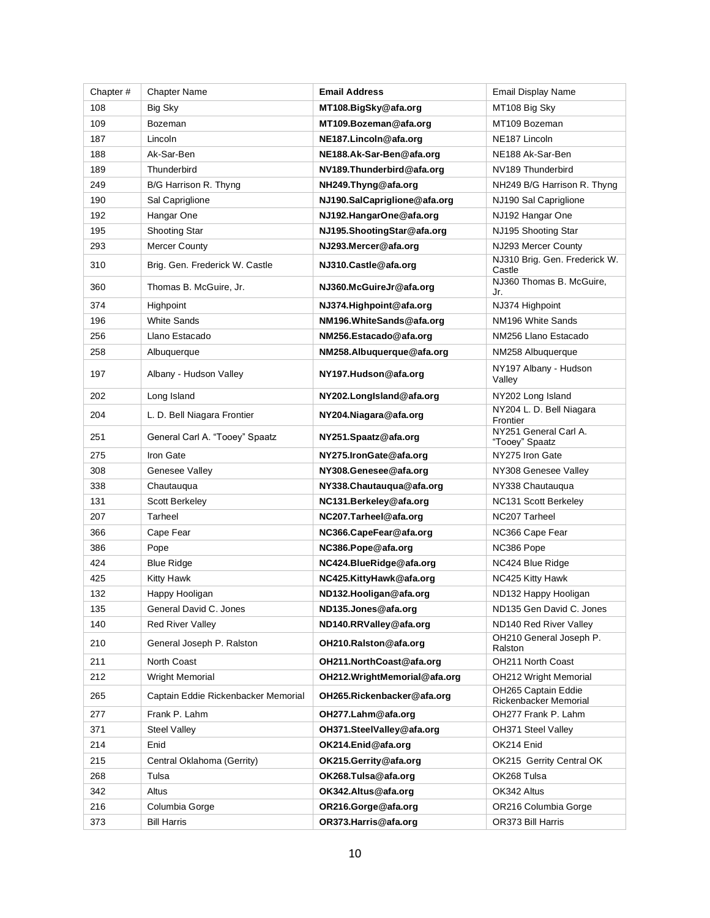| Chapter # | Chapter Name | **Email Address** | Email Display Name |
|---|---|---|---|
| 108 | Big Sky | **MT108.BigSky@afa.org** | MT108 Big Sky |
| 109 | Bozeman | **MT109.Bozeman@afa.org** | MT109 Bozeman |
| 187 | Lincoln | **NE187.Lincoln@afa.org** | NE187 Lincoln |
| 188 | Ak-Sar-Ben | **NE188.Ak-Sar-Ben@afa.org** | NE188 Ak-Sar-Ben |
| 189 | Thunderbird | **NV189.Thunderbird@afa.org** | NV189 Thunderbird |
| 249 | B/G Harrison R. Thyng | **NH249.Thyng@afa.org** | NH249 B/G Harrison R. Thyng |
| 190 | Sal Capriglione | **NJ190.SalCapriglione@afa.org** | NJ190 Sal Capriglione |
| 192 | Hangar One | **NJ192.HangarOne@afa.org** | NJ192 Hangar One |
| 195 | Shooting Star | **NJ195.ShootingStar@afa.org** | NJ195 Shooting Star |
| 293 | Mercer County | **NJ293.Mercer@afa.org** | NJ293 Mercer County |
| 310 | Brig. Gen. Frederick W. Castle | **NJ310.Castle@afa.org** | NJ310 Brig. Gen. Frederick W. Castle |
| 360 | Thomas B. McGuire, Jr. | **NJ360.McGuireJr@afa.org** | NJ360 Thomas B. McGuire, Jr. |
| 374 | Highpoint | **NJ374.Highpoint@afa.org** | NJ374 Highpoint |
| 196 | White Sands | **NM196.WhiteSands@afa.org** | NM196 White Sands |
| 256 | Llano Estacado | **NM256.Estacado@afa.org** | NM256 Llano Estacado |
| 258 | Albuquerque | **NM258.Albuquerque@afa.org** | NM258 Albuquerque |
| 197 | Albany - Hudson Valley | **NY197.Hudson@afa.org** | NY197 Albany - Hudson Valley |
| 202 | Long Island | **NY202.LongIsland@afa.org** | NY202 Long Island |
| 204 | L. D. Bell Niagara Frontier | **NY204.Niagara@afa.org** | NY204 L. D. Bell Niagara Frontier |
| 251 | General Carl A. "Tooey" Spaatz | **NY251.Spaatz@afa.org** | NY251 General Carl A. "Tooey" Spaatz |
| 275 | Iron Gate | **NY275.IronGate@afa.org** | NY275 Iron Gate |
| 308 | Genesee Valley | **NY308.Genesee@afa.org** | NY308 Genesee Valley |
| 338 | Chautauqua | **NY338.Chautauqua@afa.org** | NY338 Chautauqua |
| 131 | Scott Berkeley | **NC131.Berkeley@afa.org** | NC131 Scott Berkeley |
| 207 | Tarheel | **NC207.Tarheel@afa.org** | NC207 Tarheel |
| 366 | Cape Fear | **NC366.CapeFear@afa.org** | NC366 Cape Fear |
| 386 | Pope | **NC386.Pope@afa.org** | NC386 Pope |
| 424 | Blue Ridge | **NC424.BlueRidge@afa.org** | NC424 Blue Ridge |
| 425 | Kitty Hawk | **NC425.KittyHawk@afa.org** | NC425 Kitty Hawk |
| 132 | Happy Hooligan | **ND132.Hooligan@afa.org** | ND132 Happy Hooligan |
| 135 | General David C. Jones | **ND135.Jones@afa.org** | ND135 Gen David C. Jones |
| 140 | Red River Valley | **ND140.RRValley@afa.org** | ND140 Red River Valley |
| 210 | General Joseph P. Ralston | **OH210.Ralston@afa.org** | OH210 General Joseph P. Ralston |
| 211 | North Coast | **OH211.NorthCoast@afa.org** | OH211 North Coast |
| 212 | Wright Memorial | **OH212.WrightMemorial@afa.org** | OH212 Wright Memorial |
| 265 | Captain Eddie Rickenbacker Memorial | **OH265.Rickenbacker@afa.org** | OH265 Captain Eddie Rickenbacker Memorial |
| 277 | Frank P. Lahm | **OH277.Lahm@afa.org** | OH277 Frank P. Lahm |
| 371 | Steel Valley | **OH371.SteelValley@afa.org** | OH371 Steel Valley |
| 214 | Enid | **OK214.Enid@afa.org** | OK214 Enid |
| 215 | Central Oklahoma (Gerrity) | **OK215.Gerrity@afa.org** | OK215 Gerrity Central OK |
| 268 | Tulsa | **OK268.Tulsa@afa.org** | OK268 Tulsa |
| 342 | Altus | **OK342.Altus@afa.org** | OK342 Altus |
| 216 | Columbia Gorge | **OR216.Gorge@afa.org** | OR216 Columbia Gorge |
| 373 | Bill Harris | **OR373.Harris@afa.org** | OR373 Bill Harris |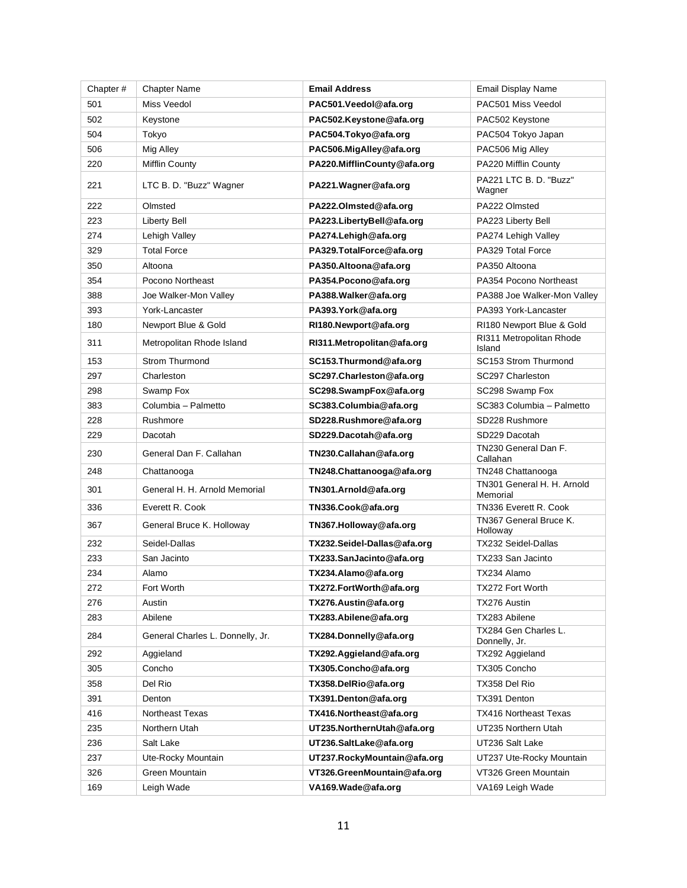| Chapter # | Chapter Name | **Email Address** | Email Display Name |
|---|---|---|---|
| 501 | Miss Veedol | **PAC501.Veedol@afa.org** | PAC501 Miss Veedol |
| 502 | Keystone | **PAC502.Keystone@afa.org** | PAC502 Keystone |
| 504 | Tokyo | **PAC504.Tokyo@afa.org** | PAC504 Tokyo Japan |
| 506 | Mig Alley | **PAC506.MigAlley@afa.org** | PAC506 Mig Alley |
| 220 | Mifflin County | **PA220.MifflinCounty@afa.org** | PA220 Mifflin County |
| 221 | LTC B. D. "Buzz" Wagner | **PA221.Wagner@afa.org** | PA221 LTC B. D. "Buzz" Wagner |
| 222 | Olmsted | **PA222.Olmsted@afa.org** | PA222 Olmsted |
| 223 | Liberty Bell | **PA223.LibertyBell@afa.org** | PA223 Liberty Bell |
| 274 | Lehigh Valley | **PA274.Lehigh@afa.org** | PA274 Lehigh Valley |
| 329 | Total Force | **PA329.TotalForce@afa.org** | PA329 Total Force |
| 350 | Altoona | **PA350.Altoona@afa.org** | PA350 Altoona |
| 354 | Pocono Northeast | **PA354.Pocono@afa.org** | PA354 Pocono Northeast |
| 388 | Joe Walker-Mon Valley | **PA388.Walker@afa.org** | PA388 Joe Walker-Mon Valley |
| 393 | York-Lancaster | **PA393.York@afa.org** | PA393 York-Lancaster |
| 180 | Newport Blue & Gold | **RI180.Newport@afa.org** | RI180 Newport Blue & Gold |
| 311 | Metropolitan Rhode Island | **RI311.Metropolitan@afa.org** | RI311 Metropolitan Rhode Island |
| 153 | Strom Thurmond | **SC153.Thurmond@afa.org** | SC153 Strom Thurmond |
| 297 | Charleston | **SC297.Charleston@afa.org** | SC297 Charleston |
| 298 | Swamp Fox | **SC298.SwampFox@afa.org** | SC298 Swamp Fox |
| 383 | Columbia – Palmetto | **SC383.Columbia@afa.org** | SC383 Columbia – Palmetto |
| 228 | Rushmore | **SD228.Rushmore@afa.org** | SD228 Rushmore |
| 229 | Dacotah | **SD229.Dacotah@afa.org** | SD229 Dacotah |
| 230 | General Dan F. Callahan | **TN230.Callahan@afa.org** | TN230 General Dan F. Callahan |
| 248 | Chattanooga | **TN248.Chattanooga@afa.org** | TN248 Chattanooga |
| 301 | General H. H. Arnold Memorial | **TN301.Arnold@afa.org** | TN301 General H. H. Arnold Memorial |
| 336 | Everett R. Cook | **TN336.Cook@afa.org** | TN336 Everett R. Cook |
| 367 | General Bruce K. Holloway | **TN367.Holloway@afa.org** | TN367 General Bruce K. Holloway |
| 232 | Seidel-Dallas | **TX232.Seidel-Dallas@afa.org** | TX232 Seidel-Dallas |
| 233 | San Jacinto | **TX233.SanJacinto@afa.org** | TX233 San Jacinto |
| 234 | Alamo | **TX234.Alamo@afa.org** | TX234 Alamo |
| 272 | Fort Worth | **TX272.FortWorth@afa.org** | TX272 Fort Worth |
| 276 | Austin | **TX276.Austin@afa.org** | TX276 Austin |
| 283 | Abilene | **TX283.Abilene@afa.org** | TX283 Abilene |
| 284 | General Charles L. Donnelly, Jr. | **TX284.Donnelly@afa.org** | TX284 Gen Charles L. Donnelly, Jr. |
| 292 | Aggieland | **TX292.Aggieland@afa.org** | TX292 Aggieland |
| 305 | Concho | **TX305.Concho@afa.org** | TX305 Concho |
| 358 | Del Rio | **TX358.DelRio@afa.org** | TX358 Del Rio |
| 391 | Denton | **TX391.Denton@afa.org** | TX391 Denton |
| 416 | Northeast Texas | **TX416.Northeast@afa.org** | TX416 Northeast Texas |
| 235 | Northern Utah | **UT235.NorthernUtah@afa.org** | UT235 Northern Utah |
| 236 | Salt Lake | **UT236.SaltLake@afa.org** | UT236 Salt Lake |
| 237 | Ute-Rocky Mountain | **UT237.RockyMountain@afa.org** | UT237 Ute-Rocky Mountain |
| 326 | Green Mountain | **VT326.GreenMountain@afa.org** | VT326 Green Mountain |
| 169 | Leigh Wade | **VA169.Wade@afa.org** | VA169 Leigh Wade |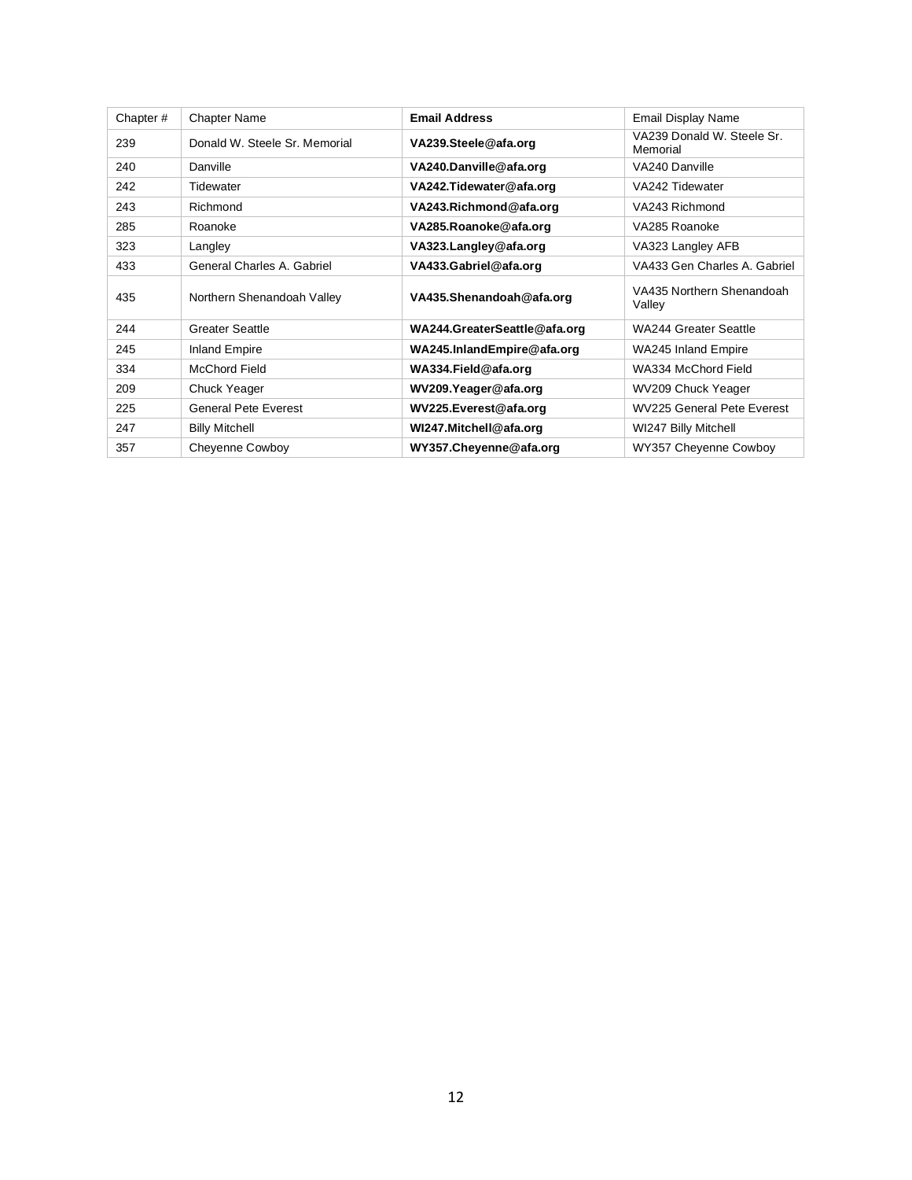| Chapter # | Chapter Name | **Email Address** | Email Display Name |
|---|---|---|---|
| 239 | Donald W. Steele Sr. Memorial | **VA239.Steele@afa.org** | VA239 Donald W. Steele Sr. Memorial |
| 240 | Danville | **VA240.Danville@afa.org** | VA240 Danville |
| 242 | Tidewater | **VA242.Tidewater@afa.org** | VA242 Tidewater |
| 243 | Richmond | **VA243.Richmond@afa.org** | VA243 Richmond |
| 285 | Roanoke | **VA285.Roanoke@afa.org** | VA285 Roanoke |
| 323 | Langley | **VA323.Langley@afa.org** | VA323 Langley AFB |
| 433 | General Charles A. Gabriel | **VA433.Gabriel@afa.org** | VA433 Gen Charles A. Gabriel |
| 435 | Northern Shenandoah Valley | **VA435.Shenandoah@afa.org** | VA435 Northern Shenandoah Valley |
| 244 | Greater Seattle | **WA244.GreaterSeattle@afa.org** | WA244 Greater Seattle |
| 245 | Inland Empire | **WA245.InlandEmpire@afa.org** | WA245 Inland Empire |
| 334 | McChord Field | **WA334.Field@afa.org** | WA334 McChord Field |
| 209 | Chuck Yeager | **WV209.Yeager@afa.org** | WV209 Chuck Yeager |
| 225 | General Pete Everest | **WV225.Everest@afa.org** | WV225 General Pete Everest |
| 247 | Billy Mitchell | **WI247.Mitchell@afa.org** | WI247 Billy Mitchell |
| 357 | Cheyenne Cowboy | **WY357.Cheyenne@afa.org** | WY357 Cheyenne Cowboy |